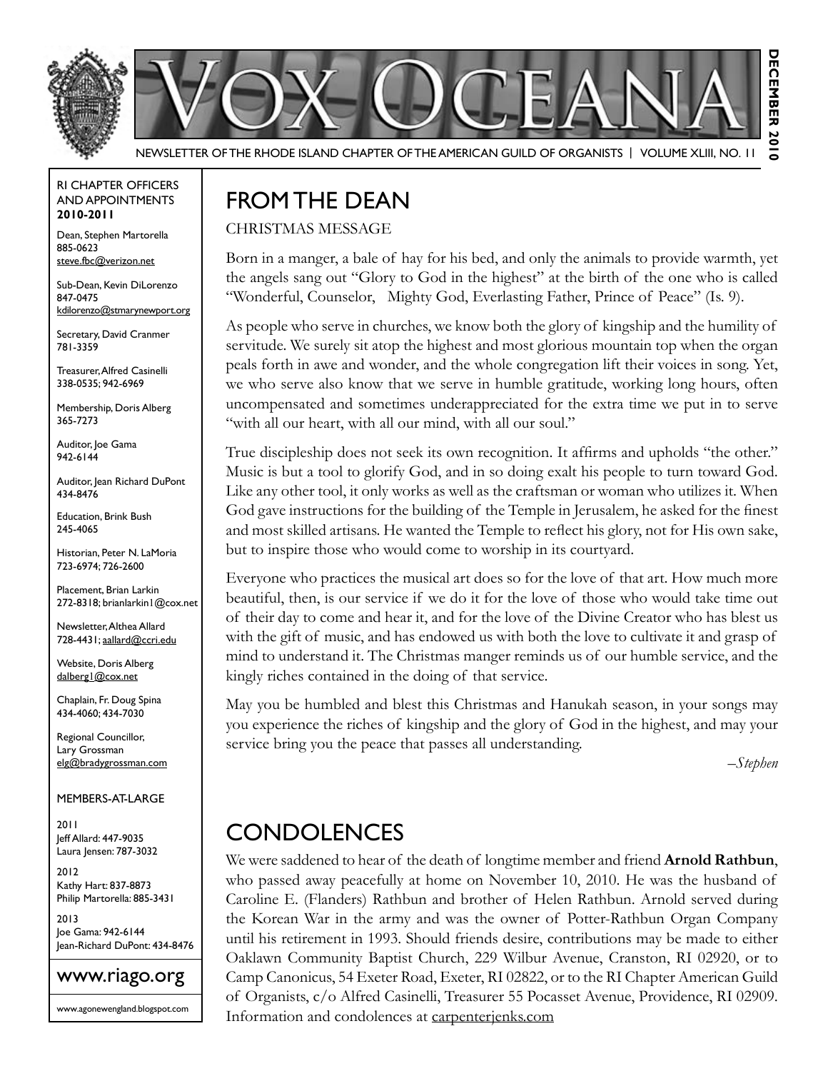# VOX OCEANA

NEWSLETTER OF THE RHODE ISLAND CHAPTER OF THE AMERICAN GUILD OF ORGANISTS | VOLUME XLIII, NO. 11

DECEMBER 2010

## FROM THE DEAN

CHRISTMAS MESSAGE

Born in a manger, a bale of hay for his bed, and only the animals to provide warmth, yet the angels sang out "Glory to God in the highest" at the birth of the one who is called "Wonderful, Counselor, Mighty God, Everlasting Father, Prince of Peace" (Is. 9).

As people who serve in churches, we know both the glory of kingship and the humility of servitude. We surely sit atop the highest and most glorious mountain top when the organ peals forth in awe and wonder, and the whole congregation lift their voices in song. Yet, we who serve also know that we serve in humble gratitude, working long hours, often uncompensated and sometimes underappreciated for the extra time we put in to serve "with all our heart, with all our mind, with all our soul."

True discipleship does not seek its own recognition. It affirms and upholds "the other." Music is but a tool to glorify God, and in so doing exalt his people to turn toward God. Like any other tool, it only works as well as the craftsman or woman who utilizes it. When God gave instructions for the building of the Temple in Jerusalem, he asked for the finest and most skilled artisans. He wanted the Temple to reflect his glory, not for His own sake, but to inspire those who would come to worship in its courtyard.

Everyone who practices the musical art does so for the love of that art. How much more beautiful, then, is our service if we do it for the love of those who would take time out of their day to come and hear it, and for the love of the Divine Creator who has blest us with the gift of music, and has endowed us with both the love to cultivate it and grasp of mind to understand it. The Christmas manger reminds us of our humble service, and the kingly riches contained in the doing of that service.

May you be humbled and blest this Christmas and Hanukah season, in your songs may you experience the riches of kingship and the glory of God in the highest, and may your service bring you the peace that passes all understanding.

*–Stephen*

## CONDOLENCES

We were saddened to hear of the death of longtime member and friend **Arnold Rathbun**, who passed away peacefully at home on November 10, 2010. He was the husband of Caroline E. (Flanders) Rathbun and brother of Helen Rathbun. Arnold served during the Korean War in the army and was the owner of Potter-Rathbun Organ Company until his retirement in 1993. Should friends desire, contributions may be made to either Oaklawn Community Baptist Church, 229 Wilbur Avenue, Cranston, RI 02920, or to Camp Canonicus, 54 Exeter Road, Exeter, RI 02822, or to the RI Chapter American Guild of Organists, c/o Alfred Casinelli, Treasurer 55 Pocasset Avenue, Providence, RI 02909. Information and condolences at carpenterjenks.com

---

RI CHAPTER OFFICERS AND APPOINTMENTS **2010-2011**

Dean, Stephen Martorella
885-0623
steve.fbc@verizon.net

Sub-Dean, Kevin DiLorenzo
847-0475
kdilorenzo@stmarynewport.org

Secretary, David Cranmer
781-3359

Treasurer, Alfred Casinelli
338-0535; 942-6969

Membership, Doris Alberg
365-7273

Auditor, Joe Gama
942-6144

Auditor, Jean Richard DuPont
434-8476

Education, Brink Bush
245-4065

Historian, Peter N. LaMoria
723-6974; 726-2600

Placement, Brian Larkin
272-8318; brianlarkin1@cox.net

Newsletter, Althea Allard
728-4431; aallard@ccri.edu

Website, Doris Alberg
dalberg1@cox.net

Chaplain, Fr. Doug Spina
434-4060; 434-7030

Regional Councillor, Lary Grossman
elg@bradygrossman.com

MEMBERS-AT-LARGE

2011
Jeff Allard: 447-9035
Laura Jensen: 787-3032

2012
Kathy Hart: 837-8873
Philip Martorella: 885-3431

2013
Joe Gama: 942-6144
Jean-Richard DuPont: 434-8476

www.riago.org

www.agonewengland.blogspot.com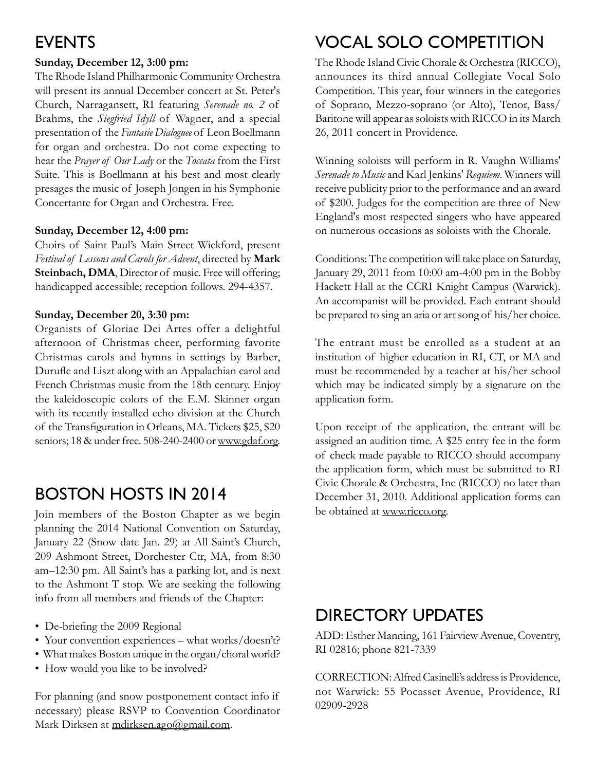## EVENTS

**Sunday, December 12, 3:00 pm:**

The Rhode Island Philharmonic Community Orchestra will present its annual December concert at St. Peter's Church, Narragansett, RI featuring *Serenade no. 2* of Brahms, the *Siegfried Idyll* of Wagner, and a special presentation of the *Fantasie Dialoguee* of Leon Boellmann for organ and orchestra. Do not come expecting to hear the *Prayer of Our Lady* or the *Toccata* from the First Suite. This is Boellmann at his best and most clearly presages the music of Joseph Jongen in his Symphonie Concertante for Organ and Orchestra. Free.

**Sunday, December 12, 4:00 pm:**

Choirs of Saint Paul's Main Street Wickford, present *Festival of Lessons and Carols for Advent*, directed by **Mark Steinbach, DMA**, Director of music. Free will offering; handicapped accessible; reception follows. 294-4357.

**Sunday, December 20, 3:30 pm:**

Organists of Gloriae Dei Artes offer a delightful afternoon of Christmas cheer, performing favorite Christmas carols and hymns in settings by Barber, Durufle and Liszt along with an Appalachian carol and French Christmas music from the 18th century. Enjoy the kaleidoscopic colors of the E.M. Skinner organ with its recently installed echo division at the Church of the Transfiguration in Orleans, MA. Tickets $25, $20 seniors; 18 & under free. 508-240-2400 or www.gdaf.org.

## BOSTON HOSTS IN 2014

Join members of the Boston Chapter as we begin planning the 2014 National Convention on Saturday, January 22 (Snow date Jan. 29) at All Saint's Church, 209 Ashmont Street, Dorchester Ctr, MA, from 8:30 am–12:30 pm. All Saint's has a parking lot, and is next to the Ashmont T stop. We are seeking the following info from all members and friends of the Chapter:

- De-briefing the 2009 Regional
- Your convention experiences – what works/doesn't?
- What makes Boston unique in the organ/choral world?
- How would you like to be involved?

For planning (and snow postponement contact info if necessary) please RSVP to Convention Coordinator Mark Dirksen at mdirksen.ago@gmail.com.

## VOCAL SOLO COMPETITION

The Rhode Island Civic Chorale & Orchestra (RICCO), announces its third annual Collegiate Vocal Solo Competition. This year, four winners in the categories of Soprano, Mezzo-soprano (or Alto), Tenor, Bass/Baritone will appear as soloists with RICCO in its March 26, 2011 concert in Providence.

Winning soloists will perform in R. Vaughn Williams' *Serenade to Music* and Karl Jenkins' *Requiem*. Winners will receive publicity prior to the performance and an award of $200. Judges for the competition are three of New England's most respected singers who have appeared on numerous occasions as soloists with the Chorale.

Conditions: The competition will take place on Saturday, January 29, 2011 from 10:00 am-4:00 pm in the Bobby Hackett Hall at the CCRI Knight Campus (Warwick). An accompanist will be provided. Each entrant should be prepared to sing an aria or art song of his/her choice.

The entrant must be enrolled as a student at an institution of higher education in RI, CT, or MA and must be recommended by a teacher at his/her school which may be indicated simply by a signature on the application form.

Upon receipt of the application, the entrant will be assigned an audition time. A $25 entry fee in the form of check made payable to RICCO should accompany the application form, which must be submitted to RI Civic Chorale & Orchestra, Inc (RICCO) no later than December 31, 2010. Additional application forms can be obtained at www.ricco.org.

## DIRECTORY UPDATES

ADD: Esther Manning, 161 Fairview Avenue, Coventry, RI 02816; phone 821-7339

CORRECTION: Alfred Casinelli's address is Providence, not Warwick: 55 Pocasset Avenue, Providence, RI 02909-2928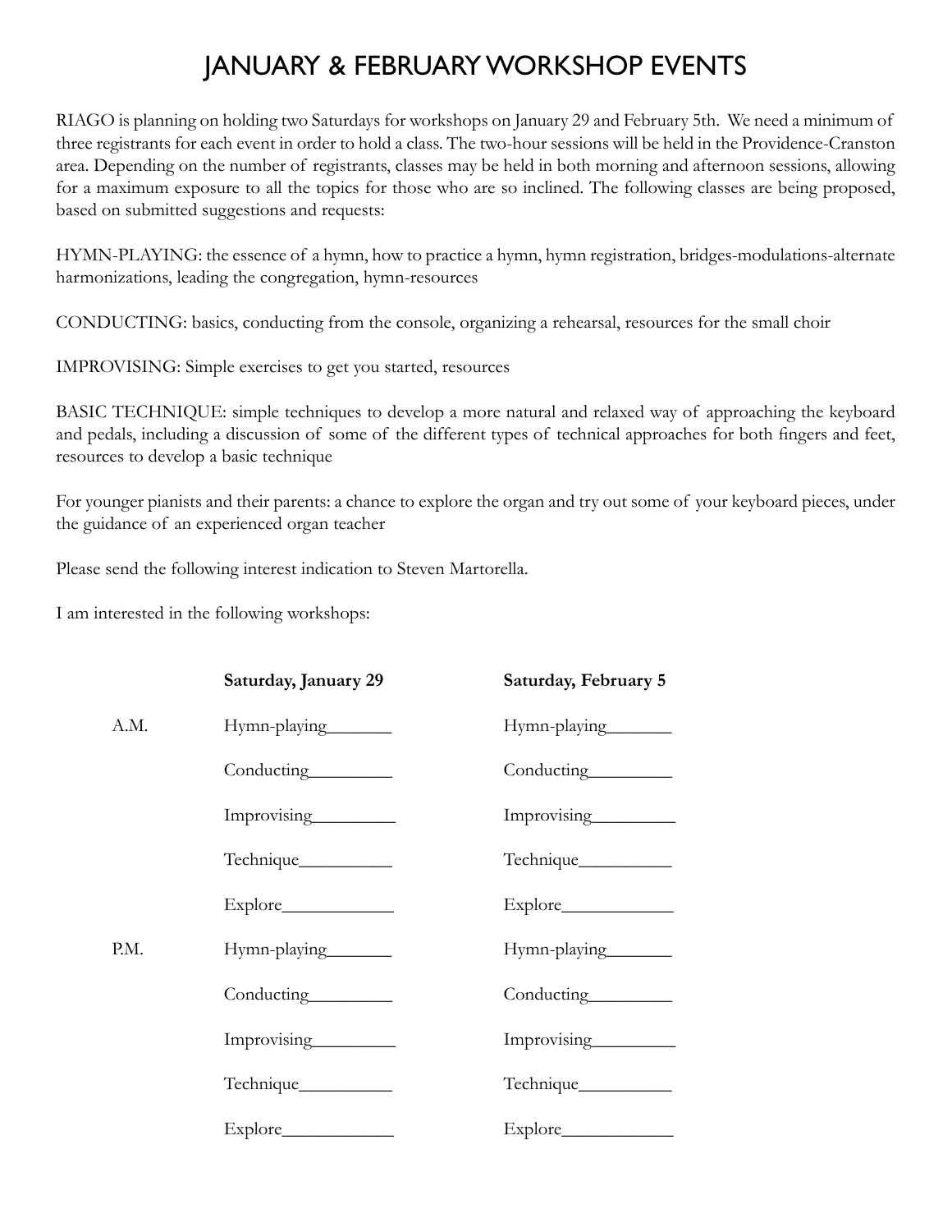# JANUARY & FEBRUARY WORKSHOP EVENTS

RIAGO is planning on holding two Saturdays for workshops on January 29 and February 5th. We need a minimum of three registrants for each event in order to hold a class. The two-hour sessions will be held in the Providence-Cranston area. Depending on the number of registrants, classes may be held in both morning and afternoon sessions, allowing for a maximum exposure to all the topics for those who are so inclined. The following classes are being proposed, based on submitted suggestions and requests:

HYMN-PLAYING: the essence of a hymn, how to practice a hymn, hymn registration, bridges-modulations-alternate harmonizations, leading the congregation, hymn-resources

CONDUCTING: basics, conducting from the console, organizing a rehearsal, resources for the small choir

IMPROVISING: Simple exercises to get you started, resources

BASIC TECHNIQUE: simple techniques to develop a more natural and relaxed way of approaching the keyboard and pedals, including a discussion of some of the different types of technical approaches for both fingers and feet, resources to develop a basic technique

For younger pianists and their parents: a chance to explore the organ and try out some of your keyboard pieces, under the guidance of an experienced organ teacher

Please send the following interest indication to Steven Martorella.

I am interested in the following workshops:

| | **Saturday, January 29** | **Saturday, February 5** |
|---|---|---|
| A.M. | Hymn-playing_______ | Hymn-playing_______ |
| | Conducting_________ | Conducting_________ |
| | Improvising_________ | Improvising_________ |
| | Technique__________ | Technique__________ |
| | Explore____________ | Explore____________ |
| P.M. | Hymn-playing_______ | Hymn-playing_______ |
| | Conducting_________ | Conducting_________ |
| | Improvising_________ | Improvising_________ |
| | Technique__________ | Technique__________ |
| | Explore____________ | Explore____________ |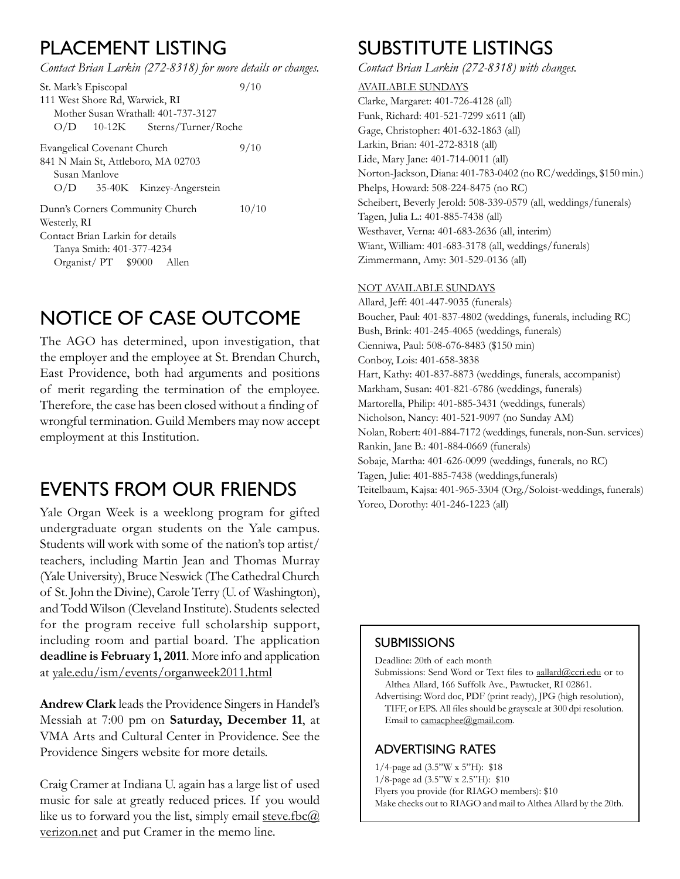## PLACEMENT LISTING

*Contact Brian Larkin (272-8318) for more details or changes.*

St. Mark's Episcopal 9/10
111 West Shore Rd, Warwick, RI
Mother Susan Wrathall: 401-737-3127
O/D 10-12K Sterns/Turner/Roche

Evangelical Covenant Church 9/10
841 N Main St, Attleboro, MA 02703
Susan Manlove
O/D 35-40K Kinzey-Angerstein

Dunn's Corners Community Church 10/10
Westerly, RI
Contact Brian Larkin for details
Tanya Smith: 401-377-4234
Organist/ PT $9000 Allen

## NOTICE OF CASE OUTCOME

The AGO has determined, upon investigation, that the employer and the employee at St. Brendan Church, East Providence, both had arguments and positions of merit regarding the termination of the employee. Therefore, the case has been closed without a finding of wrongful termination. Guild Members may now accept employment at this Institution.

## EVENTS FROM OUR FRIENDS

Yale Organ Week is a weeklong program for gifted undergraduate organ students on the Yale campus. Students will work with some of the nation's top artist/teachers, including Martin Jean and Thomas Murray (Yale University), Bruce Neswick (The Cathedral Church of St. John the Divine), Carole Terry (U. of Washington), and Todd Wilson (Cleveland Institute). Students selected for the program receive full scholarship support, including room and partial board. The application **deadline is February 1, 2011**. More info and application at yale.edu/ism/events/organweek2011.html

**Andrew Clark** leads the Providence Singers in Handel's Messiah at 7:00 pm on **Saturday, December 11**, at VMA Arts and Cultural Center in Providence. See the Providence Singers website for more details.

Craig Cramer at Indiana U. again has a large list of used music for sale at greatly reduced prices. If you would like us to forward you the list, simply email steve.fbc@verizon.net and put Cramer in the memo line.

## SUBSTITUTE LISTINGS

*Contact Brian Larkin (272-8318) with changes.*

AVAILABLE SUNDAYS

Clarke, Margaret: 401-726-4128 (all)
Funk, Richard: 401-521-7299 x611 (all)
Gage, Christopher: 401-632-1863 (all)
Larkin, Brian: 401-272-8318 (all)
Lide, Mary Jane: 401-714-0011 (all)
Norton-Jackson, Diana: 401-783-0402 (no RC/weddings, $150 min.)
Phelps, Howard: 508-224-8475 (no RC)
Scheibert, Beverly Jerold: 508-339-0579 (all, weddings/funerals)
Tagen, Julia L.: 401-885-7438 (all)
Westhaver, Verna: 401-683-2636 (all, interim)
Wiant, William: 401-683-3178 (all, weddings/funerals)
Zimmermann, Amy: 301-529-0136 (all)

NOT AVAILABLE SUNDAYS

Allard, Jeff: 401-447-9035 (funerals)
Boucher, Paul: 401-837-4802 (weddings, funerals, including RC)
Bush, Brink: 401-245-4065 (weddings, funerals)
Cienniwa, Paul: 508-676-8483 ($150 min)
Conboy, Lois: 401-658-3838
Hart, Kathy: 401-837-8873 (weddings, funerals, accompanist)
Markham, Susan: 401-821-6786 (weddings, funerals)
Martorella, Philip: 401-885-3431 (weddings, funerals)
Nicholson, Nancy: 401-521-9097 (no Sunday AM)
Nolan, Robert: 401-884-7172 (weddings, funerals, non-Sun. services)
Rankin, Jane B.: 401-884-0669 (funerals)
Sobaje, Martha: 401-626-0099 (weddings, funerals, no RC)
Tagen, Julie: 401-885-7438 (weddings,funerals)
Teitelbaum, Kajsa: 401-965-3304 (Org./Soloist-weddings, funerals)
Yoreo, Dorothy: 401-246-1223 (all)

### SUBMISSIONS

Deadline: 20th of each month
Submissions: Send Word or Text files to aallard@ccri.edu or to Althea Allard, 166 Suffolk Ave., Pawtucket, RI 02861.
Advertising: Word doc, PDF (print ready), JPG (high resolution), TIFF, or EPS. All files should be grayscale at 300 dpi resolution. Email to camacphee@gmail.com.

### ADVERTISING RATES

1/4-page ad (3.5"W x 5"H): $18
1/8-page ad (3.5"W x 2.5"H): $10
Flyers you provide (for RIAGO members): $10
Make checks out to RIAGO and mail to Althea Allard by the 20th.